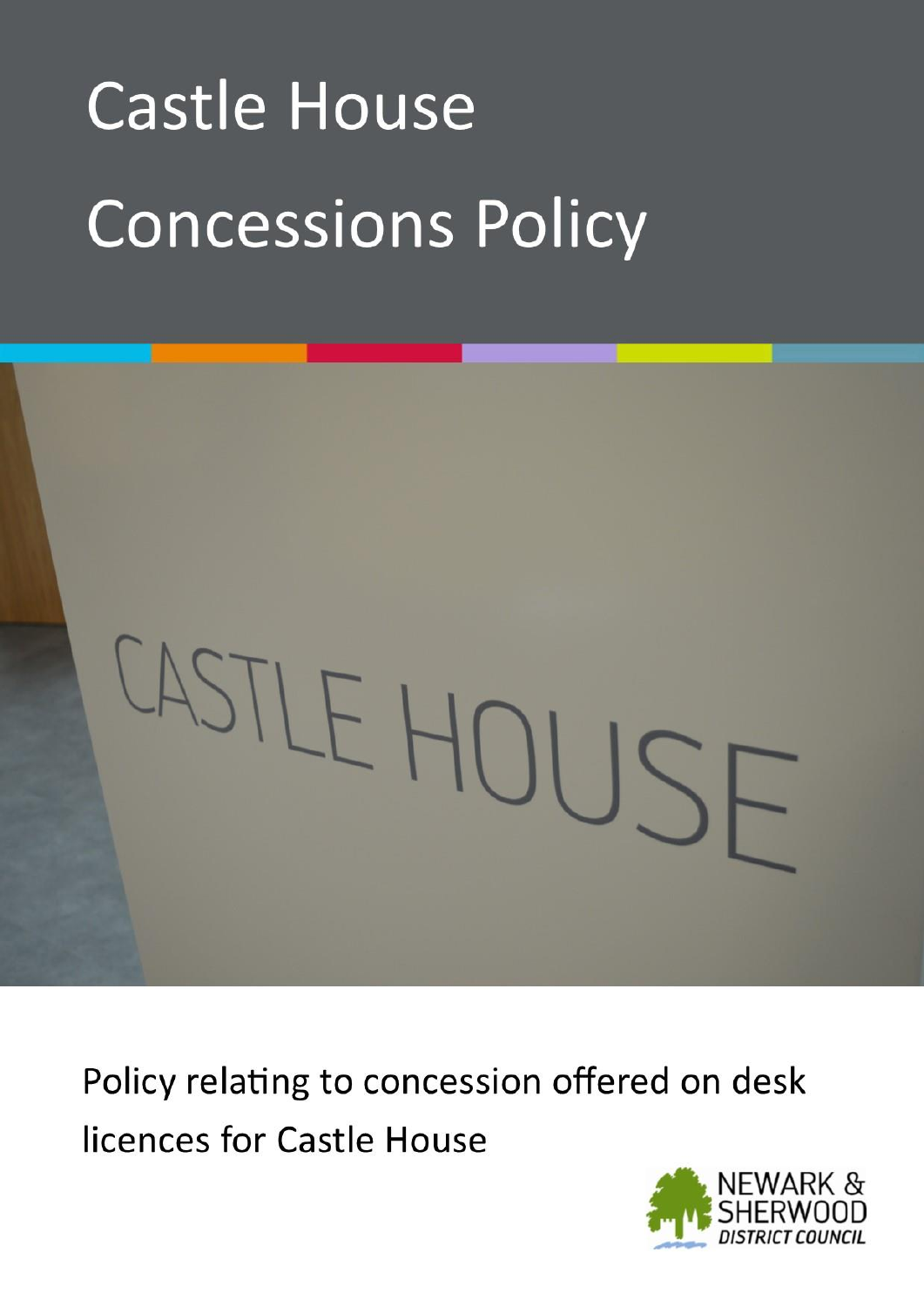# Castle House Concessions Policy

Policy relating to concession offered on desk licences for Castle House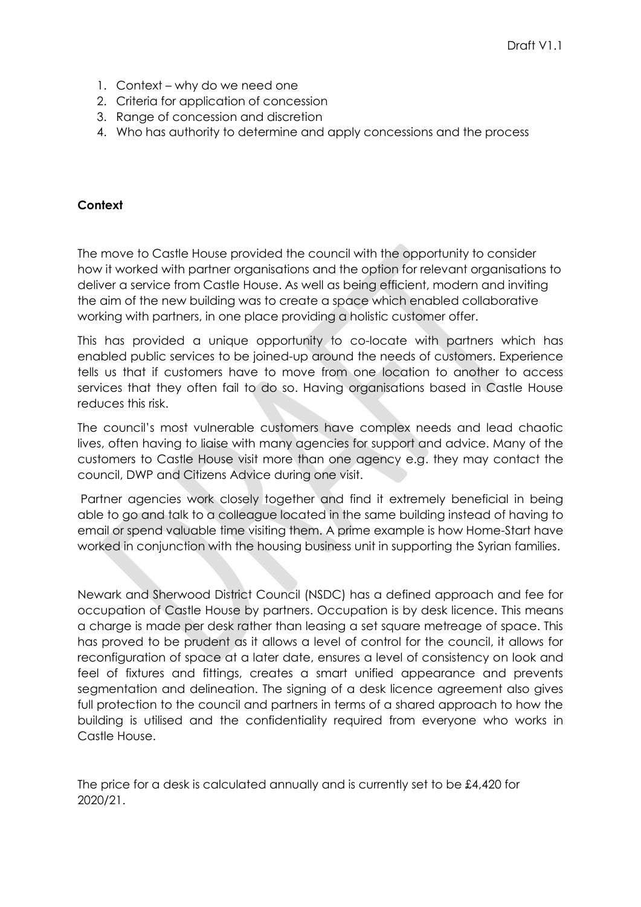1. Context – why do we need one
2. Criteria for application of concession
3. Range of concession and discretion
4. Who has authority to determine and apply concessions and the process

**Context**

The move to Castle House provided the council with the opportunity to consider how it worked with partner organisations and the option for relevant organisations to deliver a service from Castle House. As well as being efficient, modern and inviting the aim of the new building was to create a space which enabled collaborative working with partners, in one place providing a holistic customer offer.

This has provided a unique opportunity to co-locate with partners which has enabled public services to be joined-up around the needs of customers. Experience tells us that if customers have to move from one location to another to access services that they often fail to do so. Having organisations based in Castle House reduces this risk.

The council's most vulnerable customers have complex needs and lead chaotic lives, often having to liaise with many agencies for support and advice. Many of the customers to Castle House visit more than one agency e.g. they may contact the council, DWP and Citizens Advice during one visit.

Partner agencies work closely together and find it extremely beneficial in being able to go and talk to a colleague located in the same building instead of having to email or spend valuable time visiting them. A prime example is how Home-Start have worked in conjunction with the housing business unit in supporting the Syrian families.

Newark and Sherwood District Council (NSDC) has a defined approach and fee for occupation of Castle House by partners. Occupation is by desk licence. This means a charge is made per desk rather than leasing a set square metreage of space. This has proved to be prudent as it allows a level of control for the council, it allows for reconfiguration of space at a later date, ensures a level of consistency on look and feel of fixtures and fittings, creates a smart unified appearance and prevents segmentation and delineation. The signing of a desk licence agreement also gives full protection to the council and partners in terms of a shared approach to how the building is utilised and the confidentiality required from everyone who works in Castle House.

The price for a desk is calculated annually and is currently set to be £4,420 for 2020/21.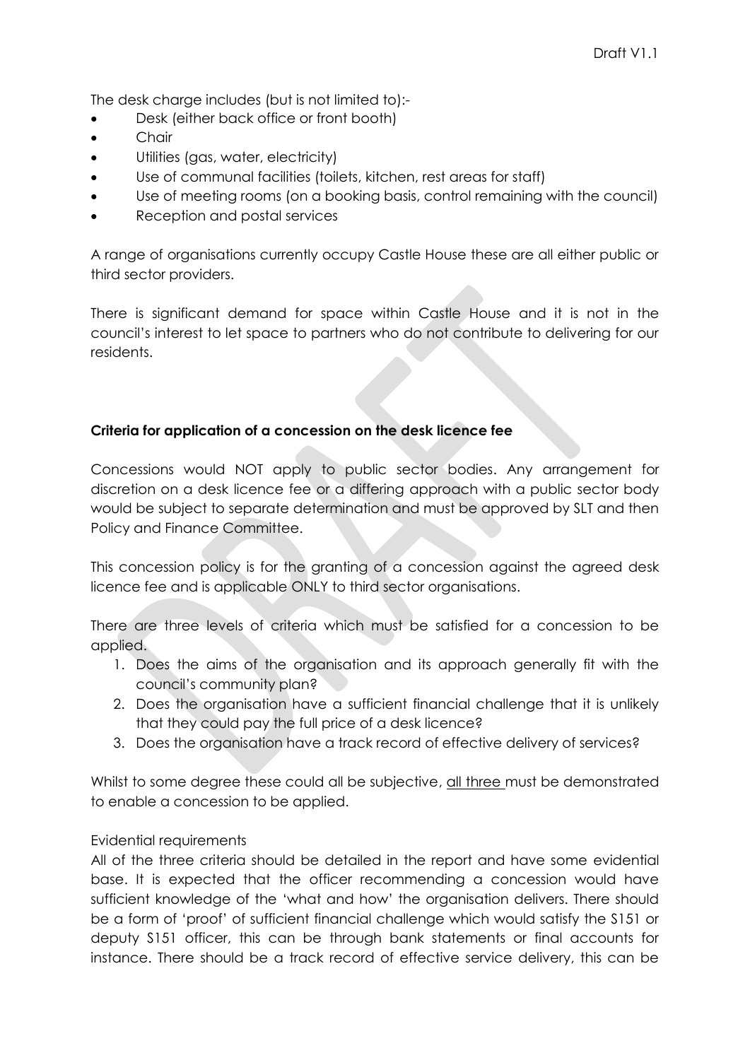The desk charge includes (but is not limited to):-

- Desk (either back office or front booth)
- Chair
- Utilities (gas, water, electricity)
- Use of communal facilities (toilets, kitchen, rest areas for staff)
- Use of meeting rooms (on a booking basis, control remaining with the council)
- Reception and postal services

A range of organisations currently occupy Castle House these are all either public or third sector providers.

There is significant demand for space within Castle House and it is not in the council's interest to let space to partners who do not contribute to delivering for our residents.

**Criteria for application of a concession on the desk licence fee**

Concessions would NOT apply to public sector bodies. Any arrangement for discretion on a desk licence fee or a differing approach with a public sector body would be subject to separate determination and must be approved by SLT and then Policy and Finance Committee.

This concession policy is for the granting of a concession against the agreed desk licence fee and is applicable ONLY to third sector organisations.

There are three levels of criteria which must be satisfied for a concession to be applied.

1. Does the aims of the organisation and its approach generally fit with the council's community plan?
2. Does the organisation have a sufficient financial challenge that it is unlikely that they could pay the full price of a desk licence?
3. Does the organisation have a track record of effective delivery of services?

Whilst to some degree these could all be subjective, <u>all three</u> must be demonstrated to enable a concession to be applied.

Evidential requirements

All of the three criteria should be detailed in the report and have some evidential base. It is expected that the officer recommending a concession would have sufficient knowledge of the 'what and how' the organisation delivers. There should be a form of 'proof' of sufficient financial challenge which would satisfy the S151 or deputy S151 officer, this can be through bank statements or final accounts for instance. There should be a track record of effective service delivery, this can be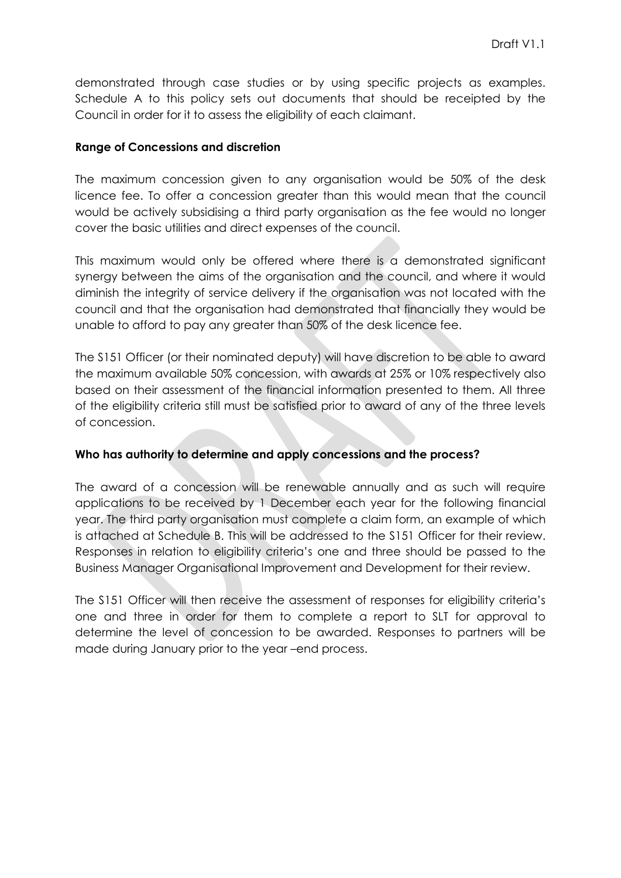demonstrated through case studies or by using specific projects as examples. Schedule A to this policy sets out documents that should be receipted by the Council in order for it to assess the eligibility of each claimant.

**Range of Concessions and discretion**

The maximum concession given to any organisation would be 50% of the desk licence fee. To offer a concession greater than this would mean that the council would be actively subsidising a third party organisation as the fee would no longer cover the basic utilities and direct expenses of the council.

This maximum would only be offered where there is a demonstrated significant synergy between the aims of the organisation and the council, and where it would diminish the integrity of service delivery if the organisation was not located with the council and that the organisation had demonstrated that financially they would be unable to afford to pay any greater than 50% of the desk licence fee.

The S151 Officer (or their nominated deputy) will have discretion to be able to award the maximum available 50% concession, with awards at 25% or 10% respectively also based on their assessment of the financial information presented to them. All three of the eligibility criteria still must be satisfied prior to award of any of the three levels of concession.

**Who has authority to determine and apply concessions and the process?**

The award of a concession will be renewable annually and as such will require applications to be received by 1 December each year for the following financial year. The third party organisation must complete a claim form, an example of which is attached at Schedule B. This will be addressed to the S151 Officer for their review. Responses in relation to eligibility criteria's one and three should be passed to the Business Manager Organisational Improvement and Development for their review.

The S151 Officer will then receive the assessment of responses for eligibility criteria's one and three in order for them to complete a report to SLT for approval to determine the level of concession to be awarded. Responses to partners will be made during January prior to the year –end process.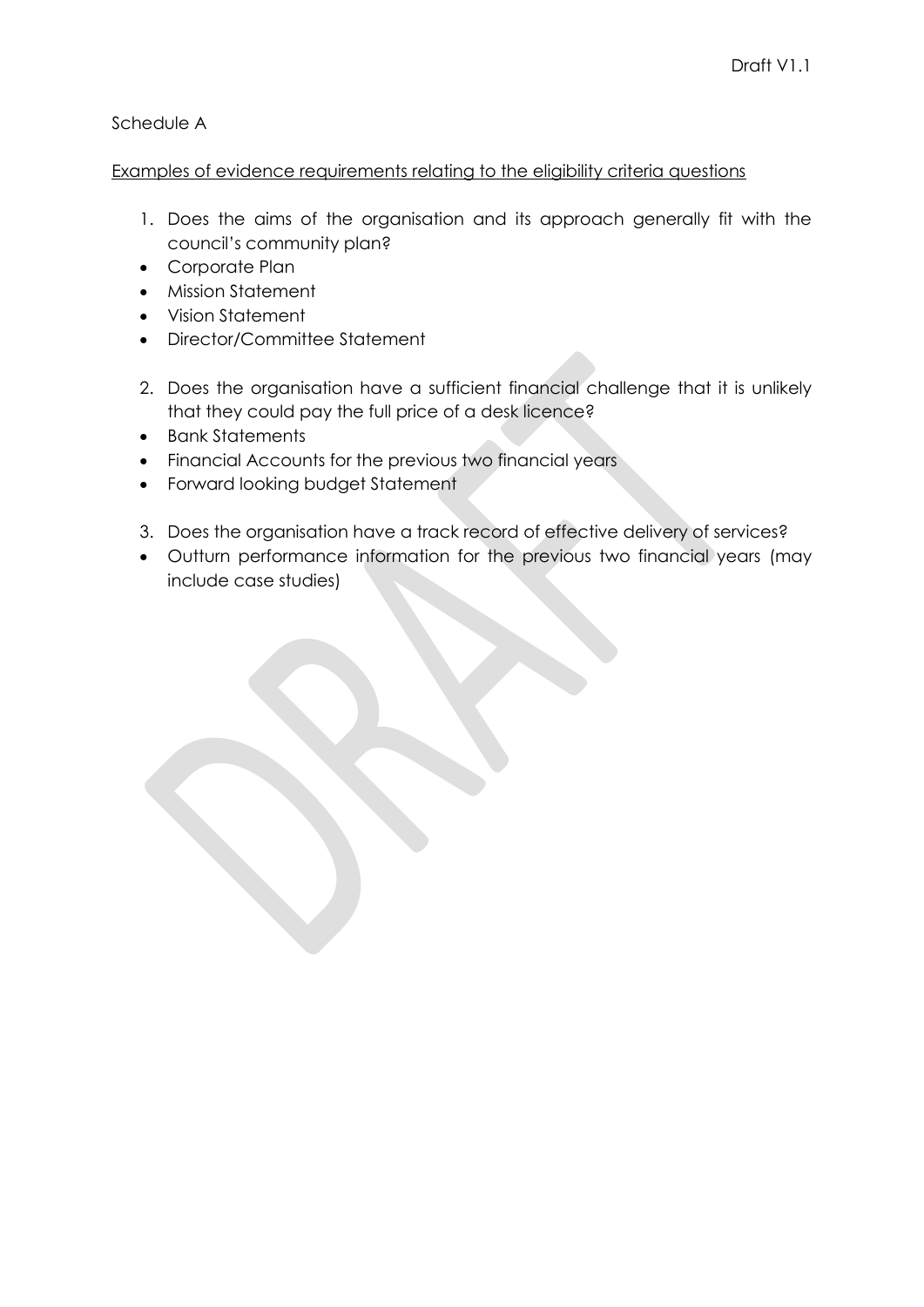Schedule A

Examples of evidence requirements relating to the eligibility criteria questions

1. Does the aims of the organisation and its approach generally fit with the council's community plan?

- Corporate Plan
- Mission Statement
- Vision Statement
- Director/Committee Statement

2. Does the organisation have a sufficient financial challenge that it is unlikely that they could pay the full price of a desk licence?

- Bank Statements
- Financial Accounts for the previous two financial years
- Forward looking budget Statement

3. Does the organisation have a track record of effective delivery of services?

- Outturn performance information for the previous two financial years (may include case studies)